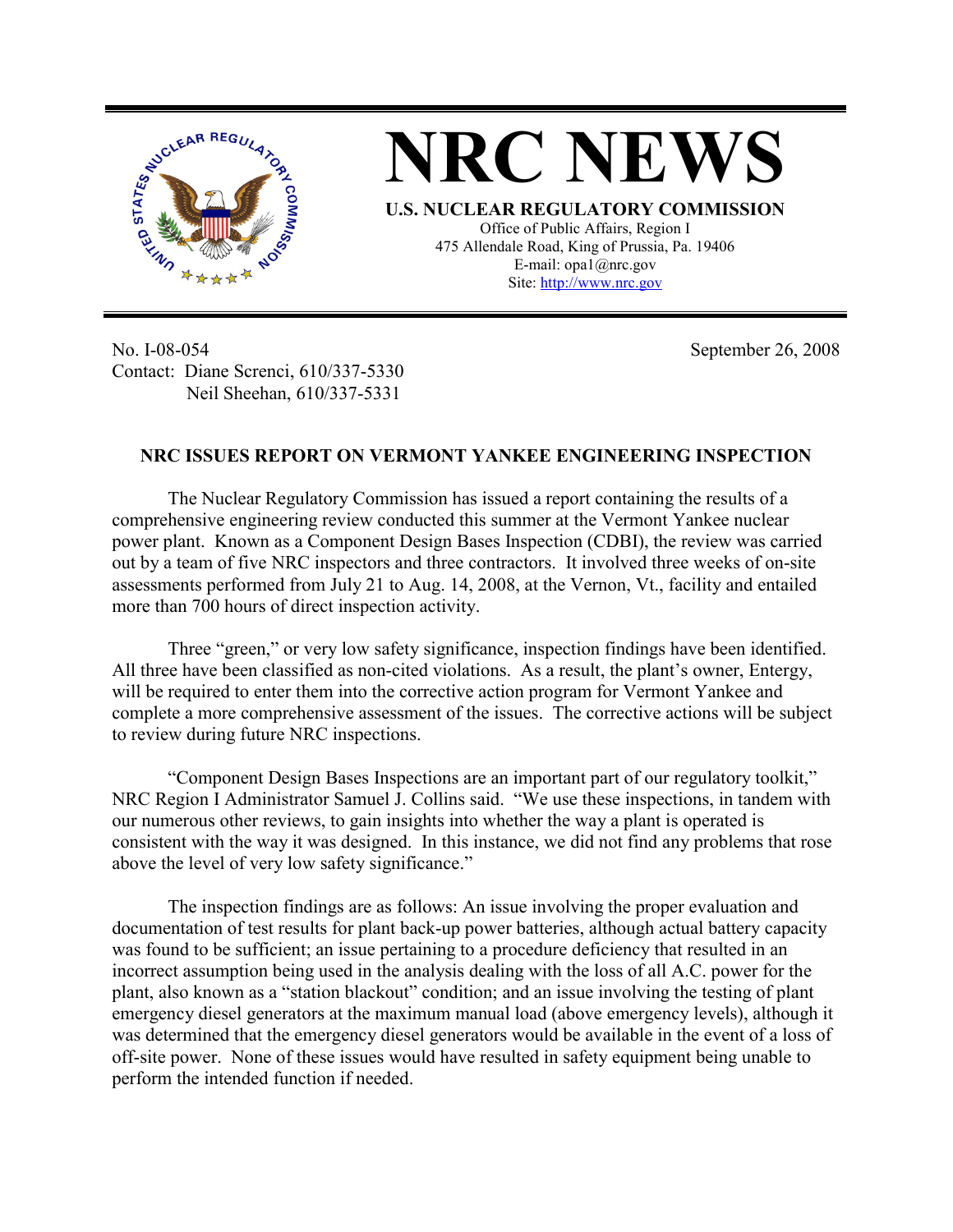# NRC NEWS

**U.S. NUCLEAR REGULATORY COMMISSION**

Office of Public Affairs, Region I
475 Allendale Road, King of Prussia, Pa. 19406
E-mail: opa1@nrc.gov
Site: http://www.nrc.gov

No. I-08-054
Contact: Diane Screnci, 610/337-5330
Neil Sheehan, 610/337-5331

September 26, 2008

## NRC ISSUES REPORT ON VERMONT YANKEE ENGINEERING INSPECTION

The Nuclear Regulatory Commission has issued a report containing the results of a comprehensive engineering review conducted this summer at the Vermont Yankee nuclear power plant. Known as a Component Design Bases Inspection (CDBI), the review was carried out by a team of five NRC inspectors and three contractors. It involved three weeks of on-site assessments performed from July 21 to Aug. 14, 2008, at the Vernon, Vt., facility and entailed more than 700 hours of direct inspection activity.

Three "green," or very low safety significance, inspection findings have been identified. All three have been classified as non-cited violations. As a result, the plant's owner, Entergy, will be required to enter them into the corrective action program for Vermont Yankee and complete a more comprehensive assessment of the issues. The corrective actions will be subject to review during future NRC inspections.

"Component Design Bases Inspections are an important part of our regulatory toolkit," NRC Region I Administrator Samuel J. Collins said. "We use these inspections, in tandem with our numerous other reviews, to gain insights into whether the way a plant is operated is consistent with the way it was designed. In this instance, we did not find any problems that rose above the level of very low safety significance."

The inspection findings are as follows: An issue involving the proper evaluation and documentation of test results for plant back-up power batteries, although actual battery capacity was found to be sufficient; an issue pertaining to a procedure deficiency that resulted in an incorrect assumption being used in the analysis dealing with the loss of all A.C. power for the plant, also known as a "station blackout" condition; and an issue involving the testing of plant emergency diesel generators at the maximum manual load (above emergency levels), although it was determined that the emergency diesel generators would be available in the event of a loss of off-site power. None of these issues would have resulted in safety equipment being unable to perform the intended function if needed.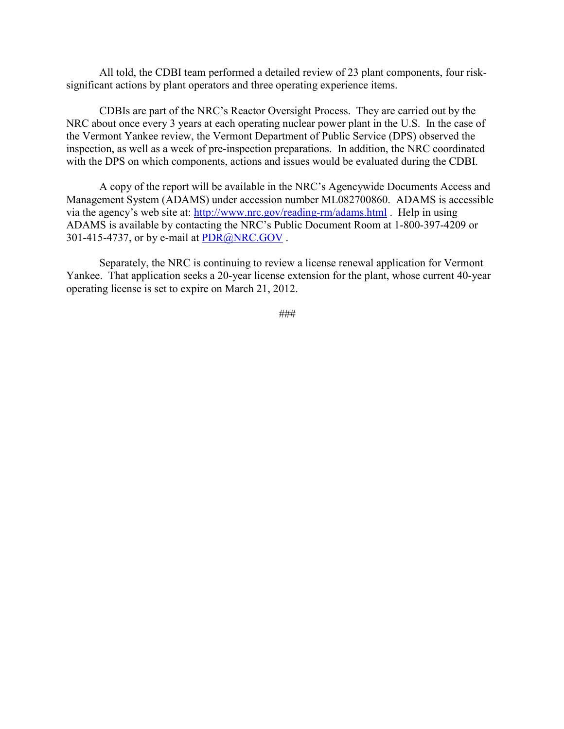All told, the CDBI team performed a detailed review of 23 plant components, four risk-significant actions by plant operators and three operating experience items.

CDBIs are part of the NRC's Reactor Oversight Process. They are carried out by the NRC about once every 3 years at each operating nuclear power plant in the U.S. In the case of the Vermont Yankee review, the Vermont Department of Public Service (DPS) observed the inspection, as well as a week of pre-inspection preparations. In addition, the NRC coordinated with the DPS on which components, actions and issues would be evaluated during the CDBI.

A copy of the report will be available in the NRC's Agencywide Documents Access and Management System (ADAMS) under accession number ML082700860. ADAMS is accessible via the agency's web site at: [http://www.nrc.gov/reading-rm/adams.html](http://www.nrc.gov/reading-rm/adams.html) . Help in using ADAMS is available by contacting the NRC's Public Document Room at 1-800-397-4209 or 301-415-4737, or by e-mail at [PDR@NRC.GOV](mailto:PDR@NRC.GOV) .

Separately, the NRC is continuing to review a license renewal application for Vermont Yankee. That application seeks a 20-year license extension for the plant, whose current 40-year operating license is set to expire on March 21, 2012.

###